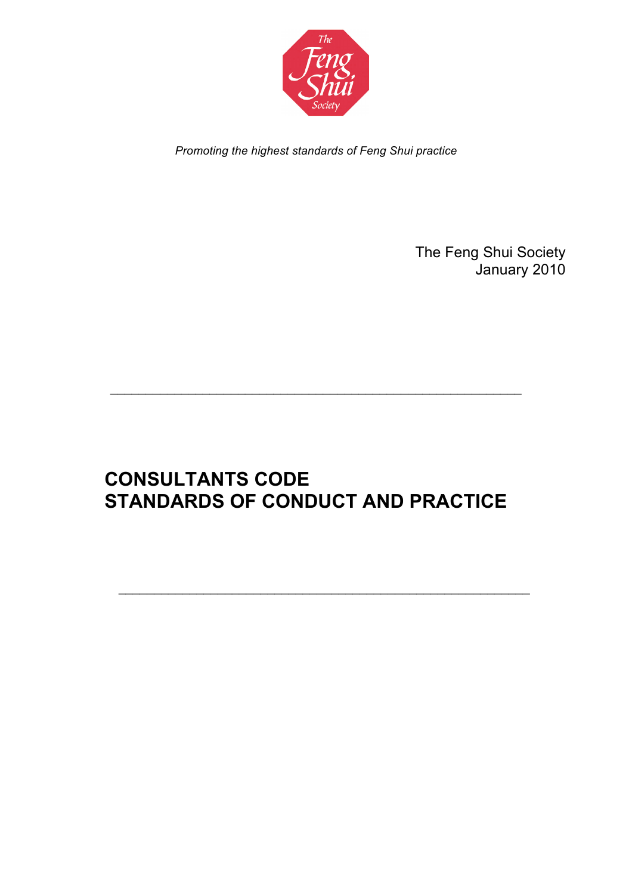*Promoting the highest standards of Feng Shui practice*

The Feng Shui Society
January 2010

---

# CONSULTANTS CODE
# STANDARDS OF CONDUCT AND PRACTICE

---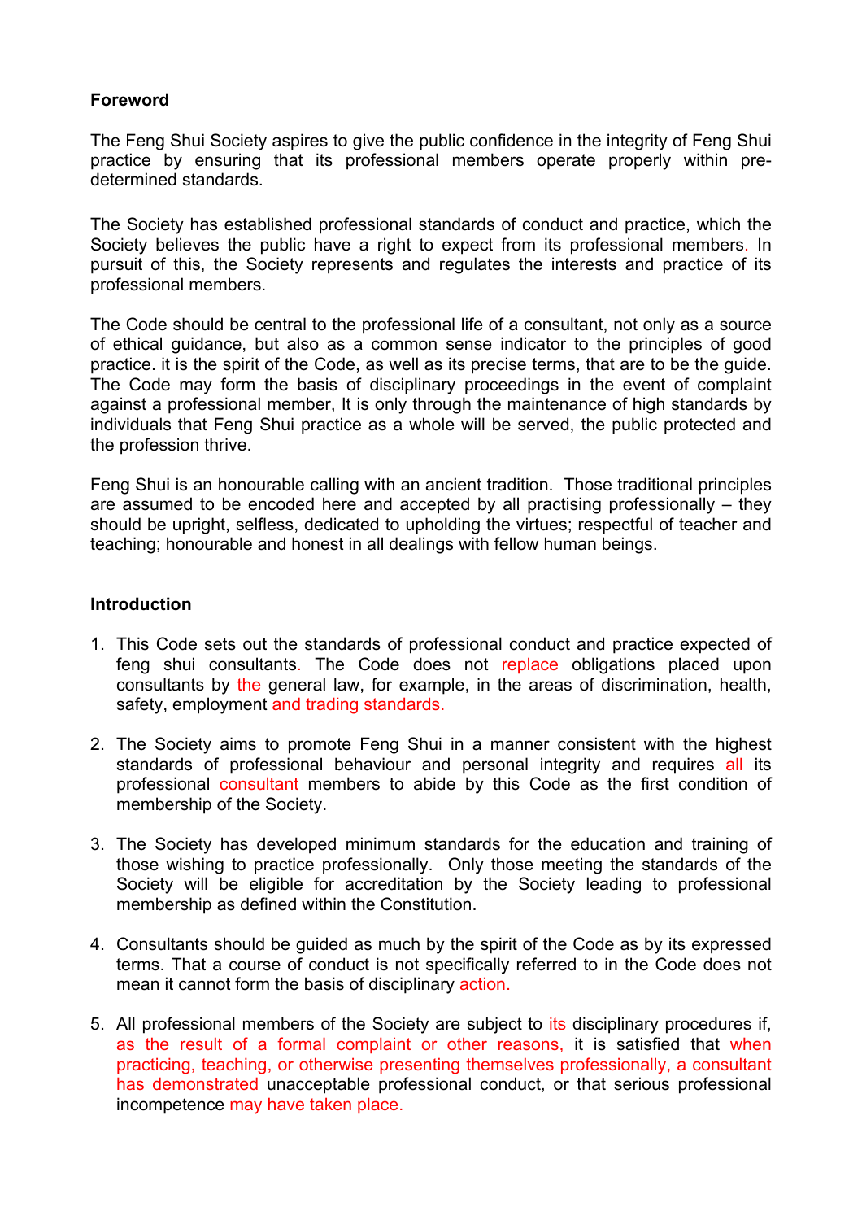**Foreword**

The Feng Shui Society aspires to give the public confidence in the integrity of Feng Shui practice by ensuring that its professional members operate properly within pre-determined standards.

The Society has established professional standards of conduct and practice, which the Society believes the public have a right to expect from its professional members. In pursuit of this, the Society represents and regulates the interests and practice of its professional members.

The Code should be central to the professional life of a consultant, not only as a source of ethical guidance, but also as a common sense indicator to the principles of good practice. it is the spirit of the Code, as well as its precise terms, that are to be the guide. The Code may form the basis of disciplinary proceedings in the event of complaint against a professional member, It is only through the maintenance of high standards by individuals that Feng Shui practice as a whole will be served, the public protected and the profession thrive.

Feng Shui is an honourable calling with an ancient tradition. Those traditional principles are assumed to be encoded here and accepted by all practising professionally – they should be upright, selfless, dedicated to upholding the virtues; respectful of teacher and teaching; honourable and honest in all dealings with fellow human beings.

**Introduction**

1. This Code sets out the standards of professional conduct and practice expected of feng shui consultants. The Code does not replace obligations placed upon consultants by the general law, for example, in the areas of discrimination, health, safety, employment and trading standards.

2. The Society aims to promote Feng Shui in a manner consistent with the highest standards of professional behaviour and personal integrity and requires all its professional consultant members to abide by this Code as the first condition of membership of the Society.

3. The Society has developed minimum standards for the education and training of those wishing to practice professionally. Only those meeting the standards of the Society will be eligible for accreditation by the Society leading to professional membership as defined within the Constitution.

4. Consultants should be guided as much by the spirit of the Code as by its expressed terms. That a course of conduct is not specifically referred to in the Code does not mean it cannot form the basis of disciplinary action.

5. All professional members of the Society are subject to its disciplinary procedures if, as the result of a formal complaint or other reasons, it is satisfied that when practicing, teaching, or otherwise presenting themselves professionally, a consultant has demonstrated unacceptable professional conduct, or that serious professional incompetence may have taken place.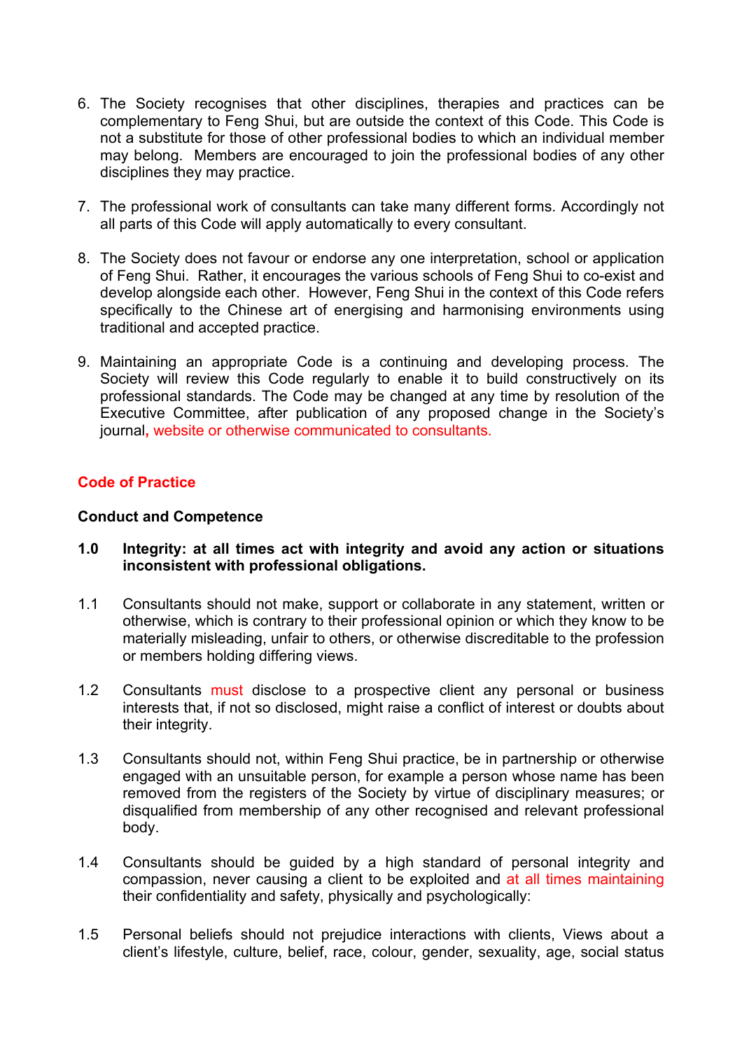6. The Society recognises that other disciplines, therapies and practices can be complementary to Feng Shui, but are outside the context of this Code. This Code is not a substitute for those of other professional bodies to which an individual member may belong. Members are encouraged to join the professional bodies of any other disciplines they may practice.

7. The professional work of consultants can take many different forms. Accordingly not all parts of this Code will apply automatically to every consultant.

8. The Society does not favour or endorse any one interpretation, school or application of Feng Shui. Rather, it encourages the various schools of Feng Shui to co-exist and develop alongside each other. However, Feng Shui in the context of this Code refers specifically to the Chinese art of energising and harmonising environments using traditional and accepted practice.

9. Maintaining an appropriate Code is a continuing and developing process. The Society will review this Code regularly to enable it to build constructively on its professional standards. The Code may be changed at any time by resolution of the Executive Committee, after publication of any proposed change in the Society's journal, website or otherwise communicated to consultants.

## Code of Practice

### Conduct and Competence

**1.0 Integrity: at all times act with integrity and avoid any action or situations inconsistent with professional obligations.**

1.1 Consultants should not make, support or collaborate in any statement, written or otherwise, which is contrary to their professional opinion or which they know to be materially misleading, unfair to others, or otherwise discreditable to the profession or members holding differing views.

1.2 Consultants must disclose to a prospective client any personal or business interests that, if not so disclosed, might raise a conflict of interest or doubts about their integrity.

1.3 Consultants should not, within Feng Shui practice, be in partnership or otherwise engaged with an unsuitable person, for example a person whose name has been removed from the registers of the Society by virtue of disciplinary measures; or disqualified from membership of any other recognised and relevant professional body.

1.4 Consultants should be guided by a high standard of personal integrity and compassion, never causing a client to be exploited and at all times maintaining their confidentiality and safety, physically and psychologically:

1.5 Personal beliefs should not prejudice interactions with clients, Views about a client's lifestyle, culture, belief, race, colour, gender, sexuality, age, social status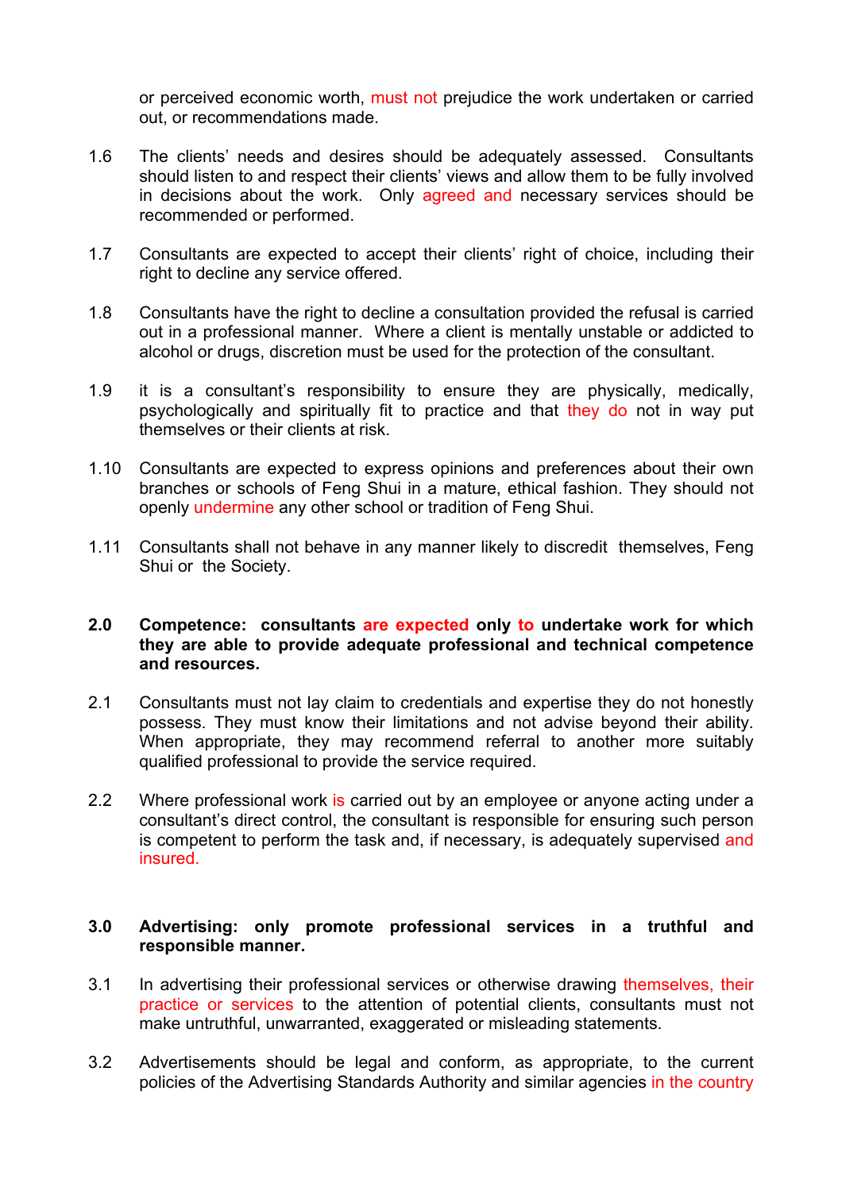or perceived economic worth, must not prejudice the work undertaken or carried out, or recommendations made.

1.6 The clients' needs and desires should be adequately assessed. Consultants should listen to and respect their clients' views and allow them to be fully involved in decisions about the work. Only agreed and necessary services should be recommended or performed.

1.7 Consultants are expected to accept their clients' right of choice, including their right to decline any service offered.

1.8 Consultants have the right to decline a consultation provided the refusal is carried out in a professional manner. Where a client is mentally unstable or addicted to alcohol or drugs, discretion must be used for the protection of the consultant.

1.9 it is a consultant's responsibility to ensure they are physically, medically, psychologically and spiritually fit to practice and that they do not in way put themselves or their clients at risk.

1.10 Consultants are expected to express opinions and preferences about their own branches or schools of Feng Shui in a mature, ethical fashion. They should not openly undermine any other school or tradition of Feng Shui.

1.11 Consultants shall not behave in any manner likely to discredit themselves, Feng Shui or the Society.

**2.0 Competence: consultants are expected only to undertake work for which they are able to provide adequate professional and technical competence and resources.**

2.1 Consultants must not lay claim to credentials and expertise they do not honestly possess. They must know their limitations and not advise beyond their ability. When appropriate, they may recommend referral to another more suitably qualified professional to provide the service required.

2.2 Where professional work is carried out by an employee or anyone acting under a consultant's direct control, the consultant is responsible for ensuring such person is competent to perform the task and, if necessary, is adequately supervised and insured.

**3.0 Advertising: only promote professional services in a truthful and responsible manner.**

3.1 In advertising their professional services or otherwise drawing themselves, their practice or services to the attention of potential clients, consultants must not make untruthful, unwarranted, exaggerated or misleading statements.

3.2 Advertisements should be legal and conform, as appropriate, to the current policies of the Advertising Standards Authority and similar agencies in the country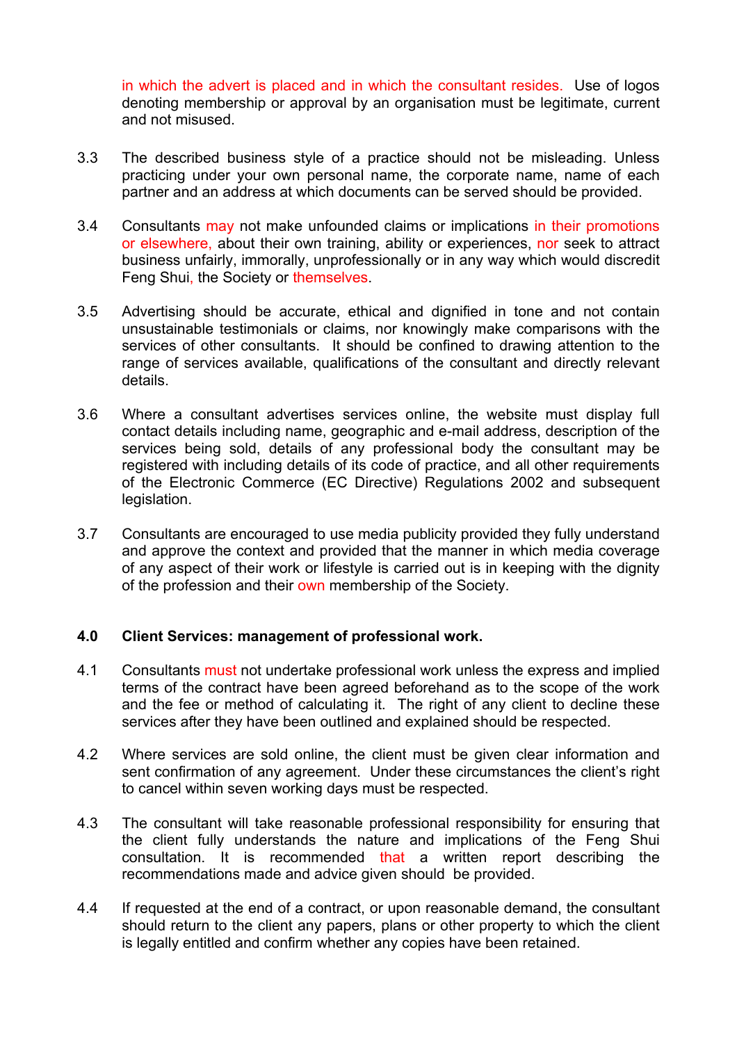in which the advert is placed and in which the consultant resides. Use of logos denoting membership or approval by an organisation must be legitimate, current and not misused.

3.3 The described business style of a practice should not be misleading. Unless practicing under your own personal name, the corporate name, name of each partner and an address at which documents can be served should be provided.

3.4 Consultants may not make unfounded claims or implications in their promotions or elsewhere, about their own training, ability or experiences, nor seek to attract business unfairly, immorally, unprofessionally or in any way which would discredit Feng Shui, the Society or themselves.

3.5 Advertising should be accurate, ethical and dignified in tone and not contain unsustainable testimonials or claims, nor knowingly make comparisons with the services of other consultants. It should be confined to drawing attention to the range of services available, qualifications of the consultant and directly relevant details.

3.6 Where a consultant advertises services online, the website must display full contact details including name, geographic and e-mail address, description of the services being sold, details of any professional body the consultant may be registered with including details of its code of practice, and all other requirements of the Electronic Commerce (EC Directive) Regulations 2002 and subsequent legislation.

3.7 Consultants are encouraged to use media publicity provided they fully understand and approve the context and provided that the manner in which media coverage of any aspect of their work or lifestyle is carried out is in keeping with the dignity of the profession and their own membership of the Society.

## 4.0 Client Services: management of professional work.

4.1 Consultants must not undertake professional work unless the express and implied terms of the contract have been agreed beforehand as to the scope of the work and the fee or method of calculating it. The right of any client to decline these services after they have been outlined and explained should be respected.

4.2 Where services are sold online, the client must be given clear information and sent confirmation of any agreement. Under these circumstances the client's right to cancel within seven working days must be respected.

4.3 The consultant will take reasonable professional responsibility for ensuring that the client fully understands the nature and implications of the Feng Shui consultation. It is recommended that a written report describing the recommendations made and advice given should be provided.

4.4 If requested at the end of a contract, or upon reasonable demand, the consultant should return to the client any papers, plans or other property to which the client is legally entitled and confirm whether any copies have been retained.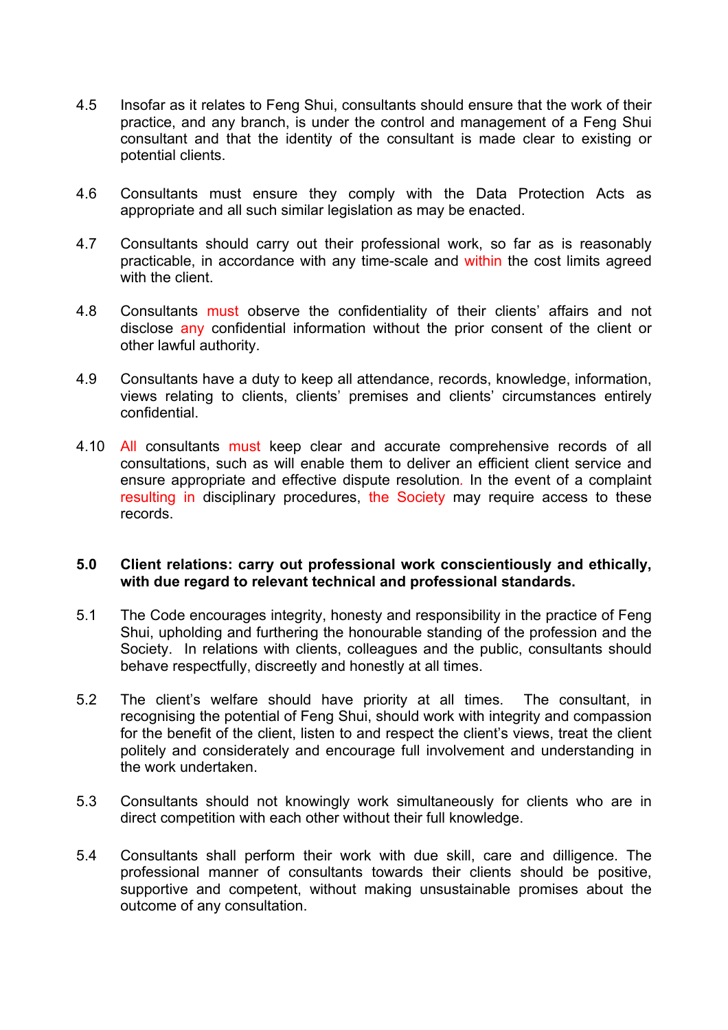4.5 Insofar as it relates to Feng Shui, consultants should ensure that the work of their practice, and any branch, is under the control and management of a Feng Shui consultant and that the identity of the consultant is made clear to existing or potential clients.

4.6 Consultants must ensure they comply with the Data Protection Acts as appropriate and all such similar legislation as may be enacted.

4.7 Consultants should carry out their professional work, so far as is reasonably practicable, in accordance with any time-scale and within the cost limits agreed with the client.

4.8 Consultants must observe the confidentiality of their clients' affairs and not disclose any confidential information without the prior consent of the client or other lawful authority.

4.9 Consultants have a duty to keep all attendance, records, knowledge, information, views relating to clients, clients' premises and clients' circumstances entirely confidential.

4.10 All consultants must keep clear and accurate comprehensive records of all consultations, such as will enable them to deliver an efficient client service and ensure appropriate and effective dispute resolution. In the event of a complaint resulting in disciplinary procedures, the Society may require access to these records.

**5.0 Client relations: carry out professional work conscientiously and ethically, with due regard to relevant technical and professional standards.**

5.1 The Code encourages integrity, honesty and responsibility in the practice of Feng Shui, upholding and furthering the honourable standing of the profession and the Society. In relations with clients, colleagues and the public, consultants should behave respectfully, discreetly and honestly at all times.

5.2 The client's welfare should have priority at all times. The consultant, in recognising the potential of Feng Shui, should work with integrity and compassion for the benefit of the client, listen to and respect the client's views, treat the client politely and considerately and encourage full involvement and understanding in the work undertaken.

5.3 Consultants should not knowingly work simultaneously for clients who are in direct competition with each other without their full knowledge.

5.4 Consultants shall perform their work with due skill, care and dilligence. The professional manner of consultants towards their clients should be positive, supportive and competent, without making unsustainable promises about the outcome of any consultation.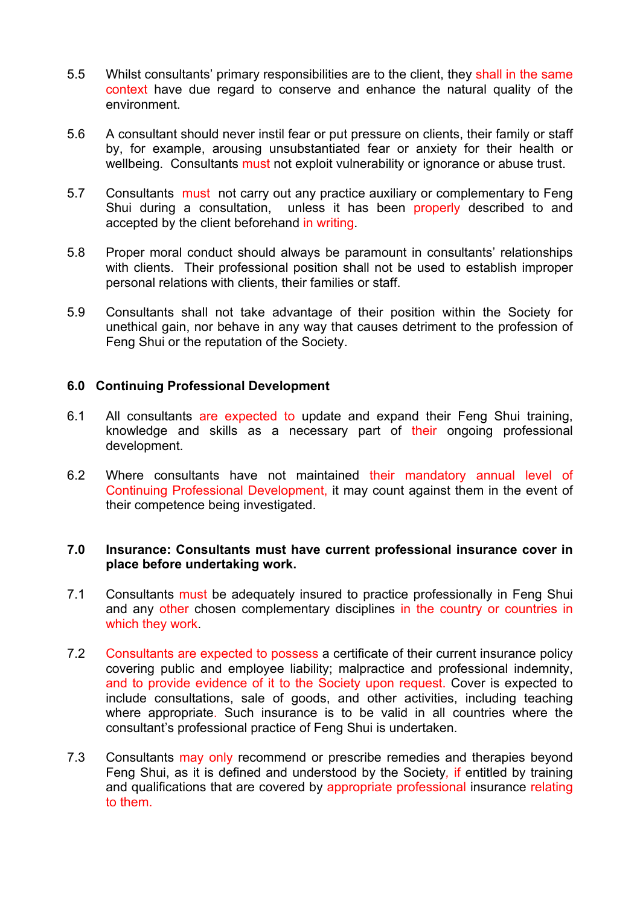5.5 Whilst consultants' primary responsibilities are to the client, they shall in the same context have due regard to conserve and enhance the natural quality of the environment.

5.6 A consultant should never instil fear or put pressure on clients, their family or staff by, for example, arousing unsubstantiated fear or anxiety for their health or wellbeing. Consultants must not exploit vulnerability or ignorance or abuse trust.

5.7 Consultants must not carry out any practice auxiliary or complementary to Feng Shui during a consultation, unless it has been properly described to and accepted by the client beforehand in writing.

5.8 Proper moral conduct should always be paramount in consultants' relationships with clients. Their professional position shall not be used to establish improper personal relations with clients, their families or staff.

5.9 Consultants shall not take advantage of their position within the Society for unethical gain, nor behave in any way that causes detriment to the profession of Feng Shui or the reputation of the Society.

**6.0 Continuing Professional Development**

6.1 All consultants are expected to update and expand their Feng Shui training, knowledge and skills as a necessary part of their ongoing professional development.

6.2 Where consultants have not maintained their mandatory annual level of Continuing Professional Development, it may count against them in the event of their competence being investigated.

**7.0 Insurance: Consultants must have current professional insurance cover in place before undertaking work.**

7.1 Consultants must be adequately insured to practice professionally in Feng Shui and any other chosen complementary disciplines in the country or countries in which they work.

7.2 Consultants are expected to possess a certificate of their current insurance policy covering public and employee liability; malpractice and professional indemnity, and to provide evidence of it to the Society upon request. Cover is expected to include consultations, sale of goods, and other activities, including teaching where appropriate. Such insurance is to be valid in all countries where the consultant's professional practice of Feng Shui is undertaken.

7.3 Consultants may only recommend or prescribe remedies and therapies beyond Feng Shui, as it is defined and understood by the Society, if entitled by training and qualifications that are covered by appropriate professional insurance relating to them.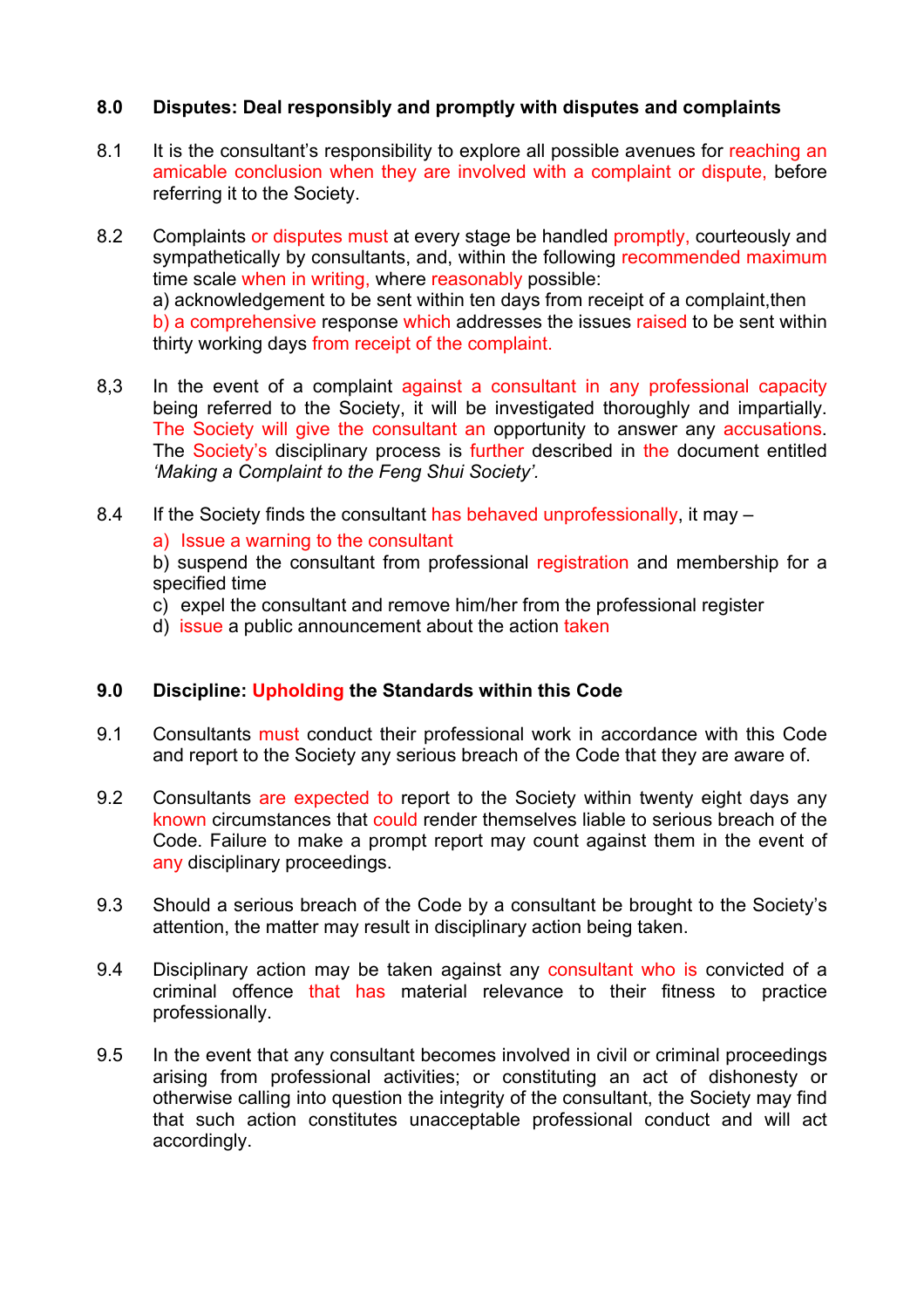## 8.0 Disputes: Deal responsibly and promptly with disputes and complaints

8.1 It is the consultant's responsibility to explore all possible avenues for reaching an amicable conclusion when they are involved with a complaint or dispute, before referring it to the Society.

8.2 Complaints or disputes must at every stage be handled promptly, courteously and sympathetically by consultants, and, within the following recommended maximum time scale when in writing, where reasonably possible:
a) acknowledgement to be sent within ten days from receipt of a complaint,then
b) a comprehensive response which addresses the issues raised to be sent within thirty working days from receipt of the complaint.

8,3 In the event of a complaint against a consultant in any professional capacity being referred to the Society, it will be investigated thoroughly and impartially. The Society will give the consultant an opportunity to answer any accusations. The Society's disciplinary process is further described in the document entitled *'Making a Complaint to the Feng Shui Society'.*

8.4 If the Society finds the consultant has behaved unprofessionally, it may –

a) Issue a warning to the consultant
b) suspend the consultant from professional registration and membership for a specified time
c) expel the consultant and remove him/her from the professional register
d) issue a public announcement about the action taken

## 9.0 Discipline: Upholding the Standards within this Code

9.1 Consultants must conduct their professional work in accordance with this Code and report to the Society any serious breach of the Code that they are aware of.

9.2 Consultants are expected to report to the Society within twenty eight days any known circumstances that could render themselves liable to serious breach of the Code. Failure to make a prompt report may count against them in the event of any disciplinary proceedings.

9.3 Should a serious breach of the Code by a consultant be brought to the Society's attention, the matter may result in disciplinary action being taken.

9.4 Disciplinary action may be taken against any consultant who is convicted of a criminal offence that has material relevance to their fitness to practice professionally.

9.5 In the event that any consultant becomes involved in civil or criminal proceedings arising from professional activities; or constituting an act of dishonesty or otherwise calling into question the integrity of the consultant, the Society may find that such action constitutes unacceptable professional conduct and will act accordingly.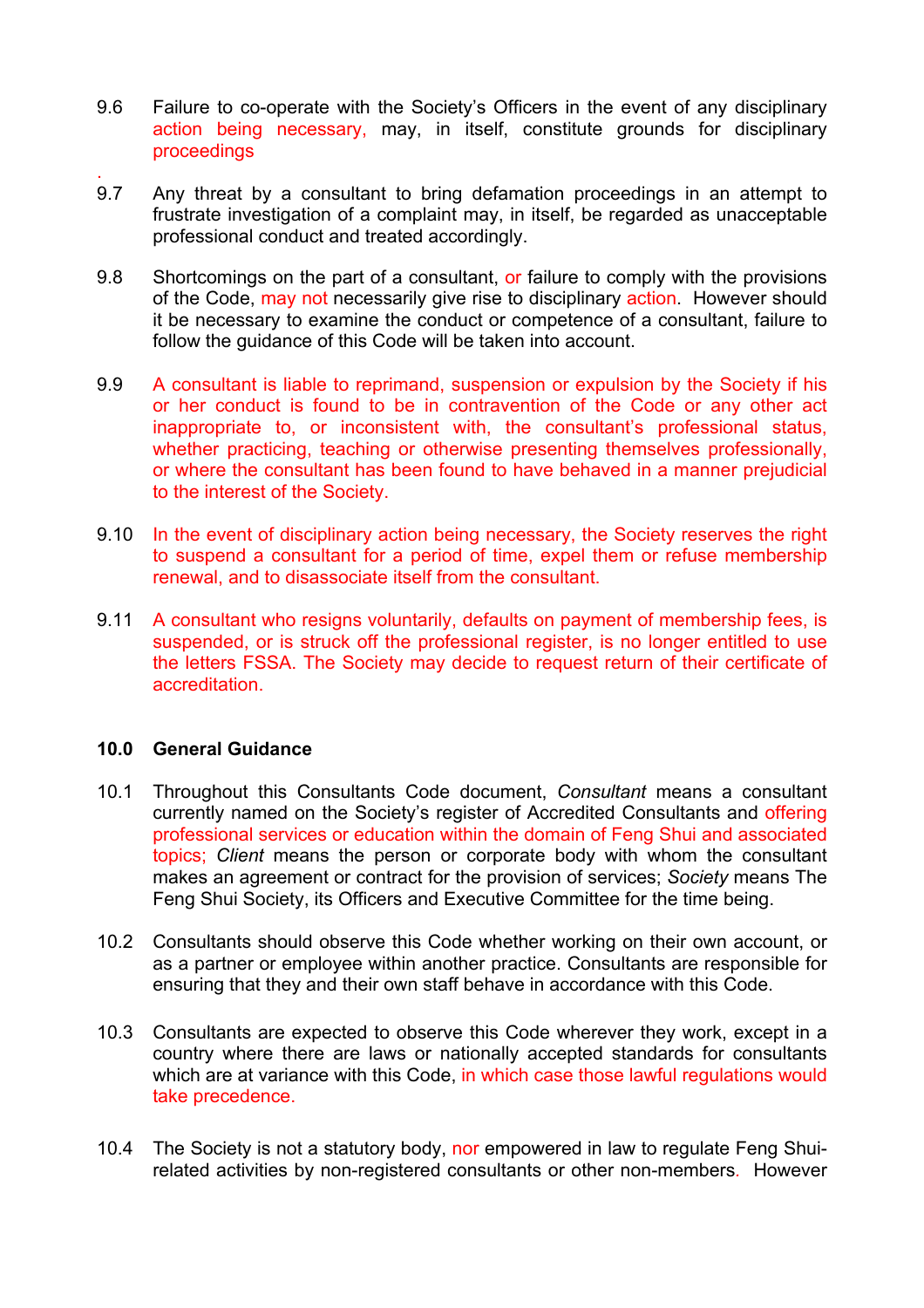9.6 Failure to co-operate with the Society's Officers in the event of any disciplinary action being necessary, may, in itself, constitute grounds for disciplinary proceedings

.

9.7 Any threat by a consultant to bring defamation proceedings in an attempt to frustrate investigation of a complaint may, in itself, be regarded as unacceptable professional conduct and treated accordingly.

9.8 Shortcomings on the part of a consultant, or failure to comply with the provisions of the Code, may not necessarily give rise to disciplinary action. However should it be necessary to examine the conduct or competence of a consultant, failure to follow the guidance of this Code will be taken into account.

9.9 A consultant is liable to reprimand, suspension or expulsion by the Society if his or her conduct is found to be in contravention of the Code or any other act inappropriate to, or inconsistent with, the consultant's professional status, whether practicing, teaching or otherwise presenting themselves professionally, or where the consultant has been found to have behaved in a manner prejudicial to the interest of the Society.

9.10 In the event of disciplinary action being necessary, the Society reserves the right to suspend a consultant for a period of time, expel them or refuse membership renewal, and to disassociate itself from the consultant.

9.11 A consultant who resigns voluntarily, defaults on payment of membership fees, is suspended, or is struck off the professional register, is no longer entitled to use the letters FSSA. The Society may decide to request return of their certificate of accreditation.

**10.0 General Guidance**

10.1 Throughout this Consultants Code document, *Consultant* means a consultant currently named on the Society's register of Accredited Consultants and offering professional services or education within the domain of Feng Shui and associated topics; *Client* means the person or corporate body with whom the consultant makes an agreement or contract for the provision of services; *Society* means The Feng Shui Society, its Officers and Executive Committee for the time being.

10.2 Consultants should observe this Code whether working on their own account, or as a partner or employee within another practice. Consultants are responsible for ensuring that they and their own staff behave in accordance with this Code.

10.3 Consultants are expected to observe this Code wherever they work, except in a country where there are laws or nationally accepted standards for consultants which are at variance with this Code, in which case those lawful regulations would take precedence.

10.4 The Society is not a statutory body, nor empowered in law to regulate Feng Shui-related activities by non-registered consultants or other non-members. However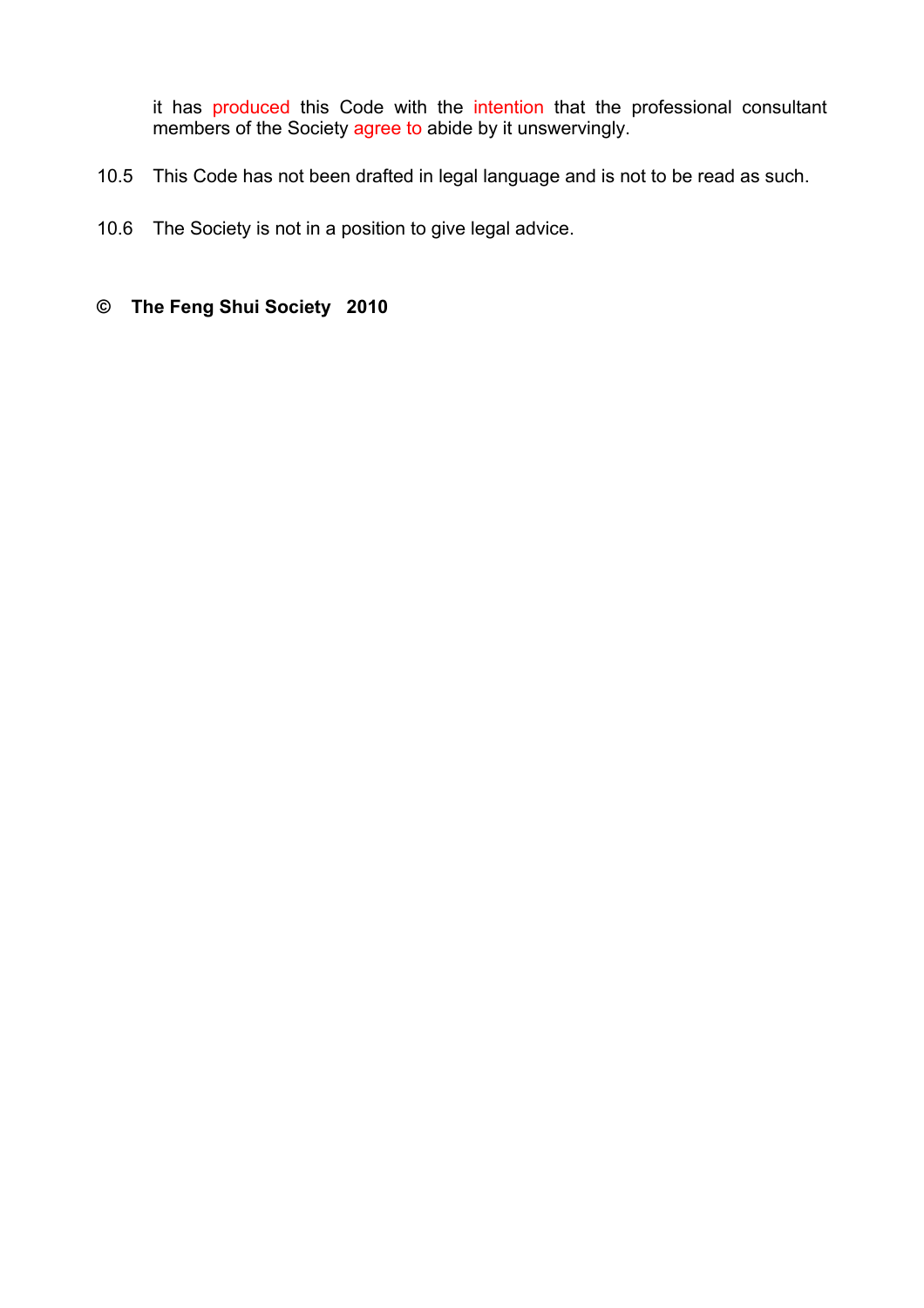it has produced this Code with the intention that the professional consultant members of the Society agree to abide by it unswervingly.

10.5 This Code has not been drafted in legal language and is not to be read as such.

10.6 The Society is not in a position to give legal advice.

**© The Feng Shui Society 2010**